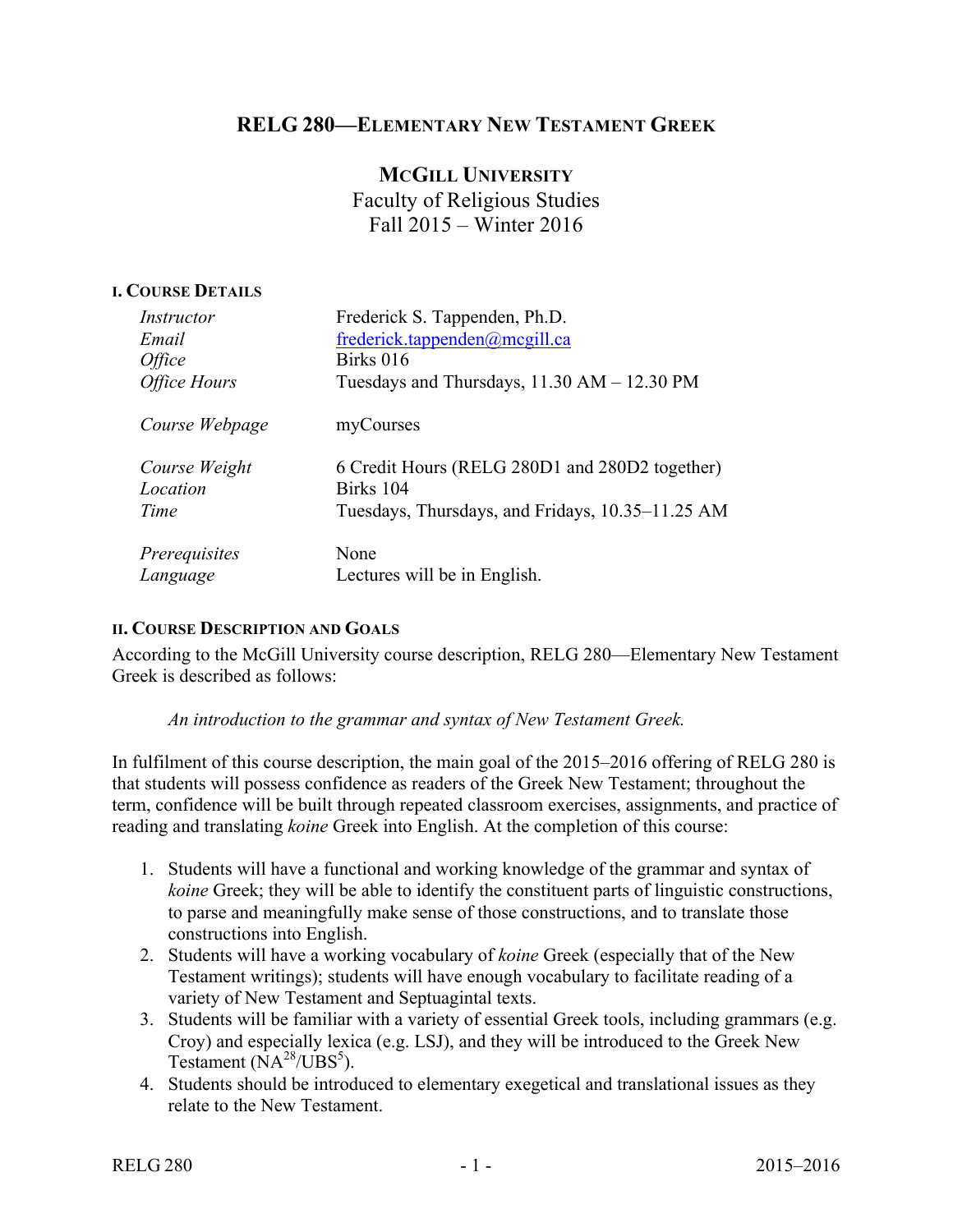# RELG 280—Elementary New Testament Greek

## McGill University

Faculty of Religious Studies
Fall 2015 – Winter 2016

### I. Course Details

| | |
|---|---|
| *Instructor* | Frederick S. Tappenden, Ph.D. |
| *Email* | frederick.tappenden@mcgill.ca |
| *Office* | Birks 016 |
| *Office Hours* | Tuesdays and Thursdays, 11.30 AM – 12.30 PM |
| *Course Webpage* | myCourses |
| *Course Weight* | 6 Credit Hours (RELG 280D1 and 280D2 together) |
| *Location* | Birks 104 |
| *Time* | Tuesdays, Thursdays, and Fridays, 10.35–11.25 AM |
| *Prerequisites* | None |
| *Language* | Lectures will be in English. |

### II. Course Description and Goals

According to the McGill University course description, RELG 280—Elementary New Testament Greek is described as follows:

> *An introduction to the grammar and syntax of New Testament Greek.*

In fulfilment of this course description, the main goal of the 2015–2016 offering of RELG 280 is that students will possess confidence as readers of the Greek New Testament; throughout the term, confidence will be built through repeated classroom exercises, assignments, and practice of reading and translating *koine* Greek into English. At the completion of this course:

1. Students will have a functional and working knowledge of the grammar and syntax of *koine* Greek; they will be able to identify the constituent parts of linguistic constructions, to parse and meaningfully make sense of those constructions, and to translate those constructions into English.
2. Students will have a working vocabulary of *koine* Greek (especially that of the New Testament writings); students will have enough vocabulary to facilitate reading of a variety of New Testament and Septuagintal texts.
3. Students will be familiar with a variety of essential Greek tools, including grammars (e.g. Croy) and especially lexica (e.g. LSJ), and they will be introduced to the Greek New Testament ($NA^{28}$/$UBS^{5}$).
4. Students should be introduced to elementary exegetical and translational issues as they relate to the New Testament.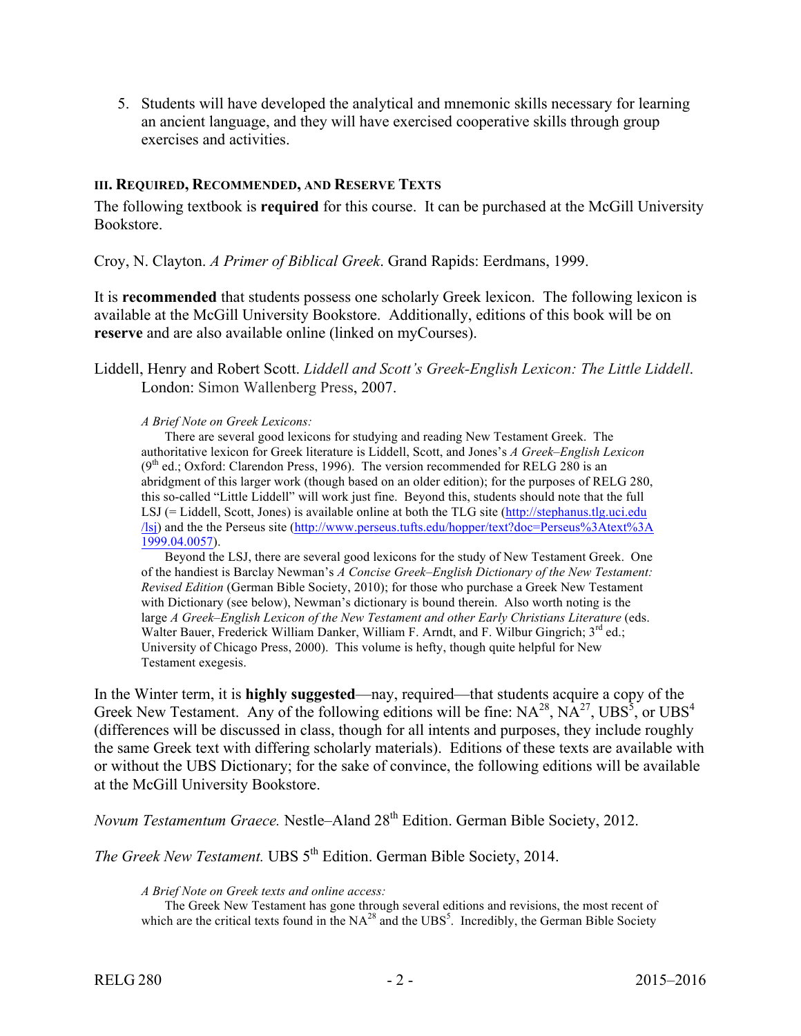5. Students will have developed the analytical and mnemonic skills necessary for learning an ancient language, and they will have exercised cooperative skills through group exercises and activities.

### III. Required, Recommended, and Reserve Texts

The following textbook is **required** for this course. It can be purchased at the McGill University Bookstore.

Croy, N. Clayton. *A Primer of Biblical Greek*. Grand Rapids: Eerdmans, 1999.

It is **recommended** that students possess one scholarly Greek lexicon. The following lexicon is available at the McGill University Bookstore. Additionally, editions of this book will be on **reserve** and are also available online (linked on myCourses).

Liddell, Henry and Robert Scott. *Liddell and Scott's Greek-English Lexicon: The Little Liddell*. London: Simon Wallenberg Press, 2007.

*A Brief Note on Greek Lexicons:*

There are several good lexicons for studying and reading New Testament Greek. The authoritative lexicon for Greek literature is Liddell, Scott, and Jones's *A Greek–English Lexicon* (9th ed.; Oxford: Clarendon Press, 1996). The version recommended for RELG 280 is an abridgment of this larger work (though based on an older edition); for the purposes of RELG 280, this so-called "Little Liddell" will work just fine. Beyond this, students should note that the full LSJ (= Liddell, Scott, Jones) is available online at both the TLG site (http://stephanus.tlg.uci.edu/lsj) and the the Perseus site (http://www.perseus.tufts.edu/hopper/text?doc=Perseus%3Atext%3A1999.04.0057).

Beyond the LSJ, there are several good lexicons for the study of New Testament Greek. One of the handiest is Barclay Newman's *A Concise Greek–English Dictionary of the New Testament: Revised Edition* (German Bible Society, 2010); for those who purchase a Greek New Testament with Dictionary (see below), Newman's dictionary is bound therein. Also worth noting is the large *A Greek–English Lexicon of the New Testament and other Early Christians Literature* (eds. Walter Bauer, Frederick William Danker, William F. Arndt, and F. Wilbur Gingrich; 3rd ed.; University of Chicago Press, 2000). This volume is hefty, though quite helpful for New Testament exegesis.

In the Winter term, it is **highly suggested**—nay, required—that students acquire a copy of the Greek New Testament. Any of the following editions will be fine: $NA^{28}$, $NA^{27}$, $UBS^{5}$, or $UBS^{4}$ (differences will be discussed in class, though for all intents and purposes, they include roughly the same Greek text with differing scholarly materials). Editions of these texts are available with or without the UBS Dictionary; for the sake of convince, the following editions will be available at the McGill University Bookstore.

*Novum Testamentum Graece.* Nestle–Aland 28th Edition. German Bible Society, 2012.

*The Greek New Testament.* UBS 5th Edition. German Bible Society, 2014.

*A Brief Note on Greek texts and online access:*

The Greek New Testament has gone through several editions and revisions, the most recent of which are the critical texts found in the $NA^{28}$ and the $UBS^{5}$. Incredibly, the German Bible Society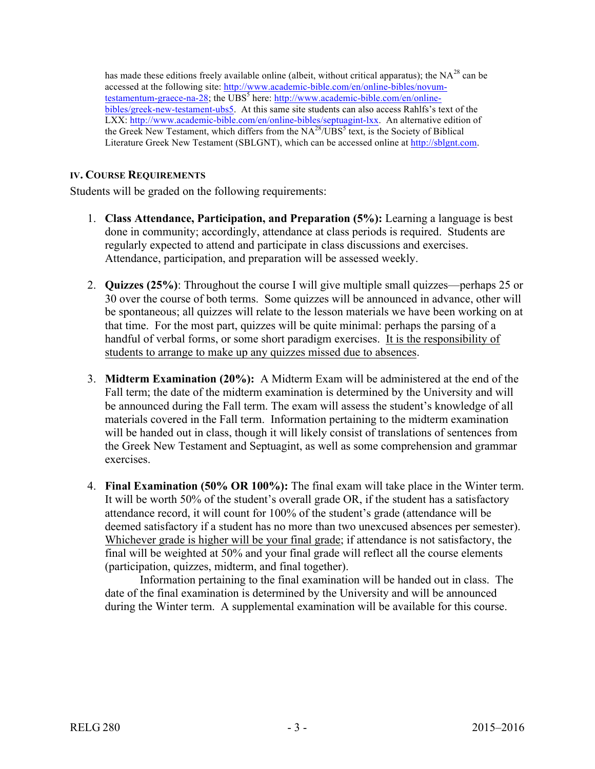has made these editions freely available online (albeit, without critical apparatus); the NA[28] can be accessed at the following site: http://www.academic-bible.com/en/online-bibles/novum-testamentum-graece-na-28; the UBS[5] here: http://www.academic-bible.com/en/online-bibles/greek-new-testament-ubs5. At this same site students can also access Rahlfs's text of the LXX: http://www.academic-bible.com/en/online-bibles/septuagint-lxx. An alternative edition of the Greek New Testament, which differs from the NA[28]/UBS[5] text, is the Society of Biblical Literature Greek New Testament (SBLGNT), which can be accessed online at http://sblgnt.com.

## IV. Course Requirements

Students will be graded on the following requirements:

1. **Class Attendance, Participation, and Preparation (5%):** Learning a language is best done in community; accordingly, attendance at class periods is required. Students are regularly expected to attend and participate in class discussions and exercises. Attendance, participation, and preparation will be assessed weekly.

2. **Quizzes (25%)**: Throughout the course I will give multiple small quizzes—perhaps 25 or 30 over the course of both terms. Some quizzes will be announced in advance, other will be spontaneous; all quizzes will relate to the lesson materials we have been working on at that time. For the most part, quizzes will be quite minimal: perhaps the parsing of a handful of verbal forms, or some short paradigm exercises. <u>It is the responsibility of students to arrange to make up any quizzes missed due to absences</u>.

3. **Midterm Examination (20%):** A Midterm Exam will be administered at the end of the Fall term; the date of the midterm examination is determined by the University and will be announced during the Fall term. The exam will assess the student's knowledge of all materials covered in the Fall term. Information pertaining to the midterm examination will be handed out in class, though it will likely consist of translations of sentences from the Greek New Testament and Septuagint, as well as some comprehension and grammar exercises.

4. **Final Examination (50% OR 100%):** The final exam will take place in the Winter term. It will be worth 50% of the student's overall grade OR, if the student has a satisfactory attendance record, it will count for 100% of the student's grade (attendance will be deemed satisfactory if a student has no more than two unexcused absences per semester). <u>Whichever grade is higher will be your final grade</u>; if attendance is not satisfactory, the final will be weighted at 50% and your final grade will reflect all the course elements (participation, quizzes, midterm, and final together).

   Information pertaining to the final examination will be handed out in class. The date of the final examination is determined by the University and will be announced during the Winter term. A supplemental examination will be available for this course.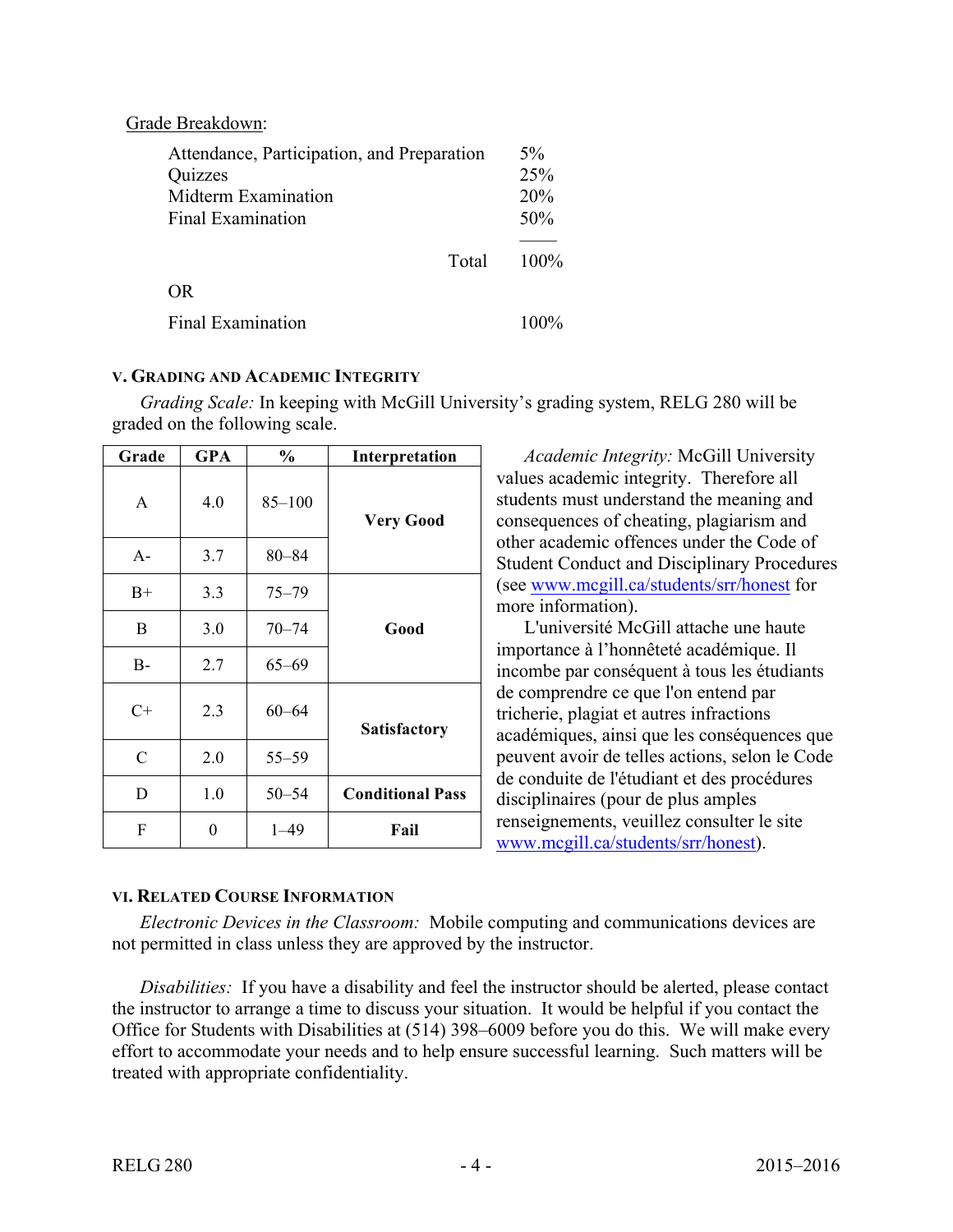Grade Breakdown:

| | |
|---|---|
| Attendance, Participation, and Preparation | 5% |
| Quizzes | 25% |
| Midterm Examination | 20% |
| Final Examination | 50% |
| Total | 100% |

OR

| | |
|---|---|
| Final Examination | 100% |

### V. Grading and Academic Integrity

*Grading Scale:* In keeping with McGill University's grading system, RELG 280 will be graded on the following scale.

| Grade | GPA | % | Interpretation |
|---|---|---|---|
| A | 4.0 | 85–100 | **Very Good** |
| A- | 3.7 | 80–84 | |
| B+ | 3.3 | 75–79 | **Good** |
| B | 3.0 | 70–74 | |
| B- | 2.7 | 65–69 | |
| C+ | 2.3 | 60–64 | **Satisfactory** |
| C | 2.0 | 55–59 | |
| D | 1.0 | 50–54 | **Conditional Pass** |
| F | 0 | 1–49 | **Fail** |

*Academic Integrity:* McGill University values academic integrity. Therefore all students must understand the meaning and consequences of cheating, plagiarism and other academic offences under the Code of Student Conduct and Disciplinary Procedures (see www.mcgill.ca/students/srr/honest for more information).

L'université McGill attache une haute importance à l'honnêteté académique. Il incombe par conséquent à tous les étudiants de comprendre ce que l'on entend par tricherie, plagiat et autres infractions académiques, ainsi que les conséquences que peuvent avoir de telles actions, selon le Code de conduite de l'étudiant et des procédures disciplinaires (pour de plus amples renseignements, veuillez consulter le site www.mcgill.ca/students/srr/honest).

### VI. Related Course Information

*Electronic Devices in the Classroom:* Mobile computing and communications devices are not permitted in class unless they are approved by the instructor.

*Disabilities:* If you have a disability and feel the instructor should be alerted, please contact the instructor to arrange a time to discuss your situation. It would be helpful if you contact the Office for Students with Disabilities at (514) 398–6009 before you do this. We will make every effort to accommodate your needs and to help ensure successful learning. Such matters will be treated with appropriate confidentiality.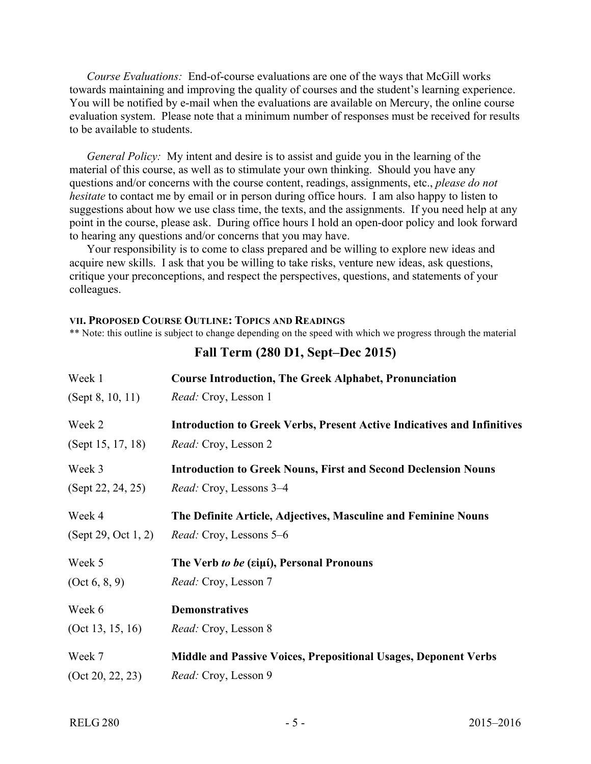*Course Evaluations:* End-of-course evaluations are one of the ways that McGill works towards maintaining and improving the quality of courses and the student's learning experience. You will be notified by e-mail when the evaluations are available on Mercury, the online course evaluation system. Please note that a minimum number of responses must be received for results to be available to students.

*General Policy:* My intent and desire is to assist and guide you in the learning of the material of this course, as well as to stimulate your own thinking. Should you have any questions and/or concerns with the course content, readings, assignments, etc., *please do not hesitate* to contact me by email or in person during office hours. I am also happy to listen to suggestions about how we use class time, the texts, and the assignments. If you need help at any point in the course, please ask. During office hours I hold an open-door policy and look forward to hearing any questions and/or concerns that you may have.

Your responsibility is to come to class prepared and be willing to explore new ideas and acquire new skills. I ask that you be willing to take risks, venture new ideas, ask questions, critique your preconceptions, and respect the perspectives, questions, and statements of your colleagues.

## VII. Proposed Course Outline: Topics and Readings

** Note: this outline is subject to change depending on the speed with which we progress through the material

### Fall Term (280 D1, Sept–Dec 2015)

| Week | Topic |
|---|---|
| Week 1 (Sept 8, 10, 11) | **Course Introduction, The Greek Alphabet, Pronunciation**<br>*Read:* Croy, Lesson 1 |
| Week 2 (Sept 15, 17, 18) | **Introduction to Greek Verbs, Present Active Indicatives and Infinitives**<br>*Read:* Croy, Lesson 2 |
| Week 3 (Sept 22, 24, 25) | **Introduction to Greek Nouns, First and Second Declension Nouns**<br>*Read:* Croy, Lessons 3–4 |
| Week 4 (Sept 29, Oct 1, 2) | **The Definite Article, Adjectives, Masculine and Feminine Nouns**<br>*Read:* Croy, Lessons 5–6 |
| Week 5 (Oct 6, 8, 9) | **The Verb *to be* (εἰμί), Personal Pronouns**<br>*Read:* Croy, Lesson 7 |
| Week 6 (Oct 13, 15, 16) | **Demonstratives**<br>*Read:* Croy, Lesson 8 |
| Week 7 (Oct 20, 22, 23) | **Middle and Passive Voices, Prepositional Usages, Deponent Verbs**<br>*Read:* Croy, Lesson 9 |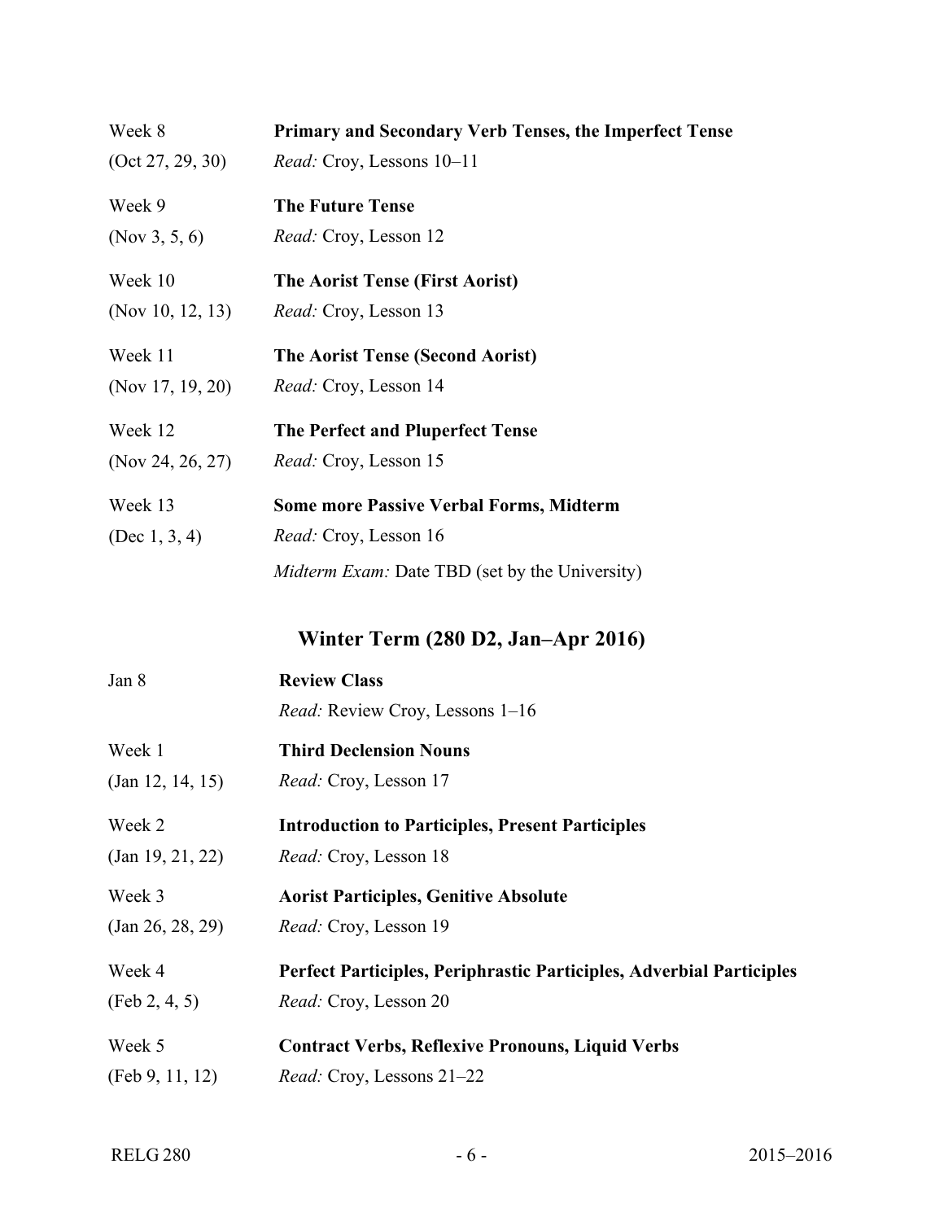Week 8
(Oct 27, 29, 30)

**Primary and Secondary Verb Tenses, the Imperfect Tense**
*Read:* Croy, Lessons 10–11

Week 9
(Nov 3, 5, 6)

**The Future Tense**
*Read:* Croy, Lesson 12

Week 10
(Nov 10, 12, 13)

**The Aorist Tense (First Aorist)**
*Read:* Croy, Lesson 13

Week 11
(Nov 17, 19, 20)

**The Aorist Tense (Second Aorist)**
*Read:* Croy, Lesson 14

Week 12
(Nov 24, 26, 27)

**The Perfect and Pluperfect Tense**
*Read:* Croy, Lesson 15

Week 13
(Dec 1, 3, 4)

**Some more Passive Verbal Forms, Midterm**
*Read:* Croy, Lesson 16
*Midterm Exam:* Date TBD (set by the University)

## Winter Term (280 D2, Jan–Apr 2016)

Jan 8

**Review Class**
*Read:* Review Croy, Lessons 1–16

Week 1
(Jan 12, 14, 15)

**Third Declension Nouns**
*Read:* Croy, Lesson 17

Week 2
(Jan 19, 21, 22)

**Introduction to Participles, Present Participles**
*Read:* Croy, Lesson 18

Week 3
(Jan 26, 28, 29)

**Aorist Participles, Genitive Absolute**
*Read:* Croy, Lesson 19

Week 4
(Feb 2, 4, 5)

**Perfect Participles, Periphrastic Participles, Adverbial Participles**
*Read:* Croy, Lesson 20

Week 5
(Feb 9, 11, 12)

**Contract Verbs, Reflexive Pronouns, Liquid Verbs**
*Read:* Croy, Lessons 21–22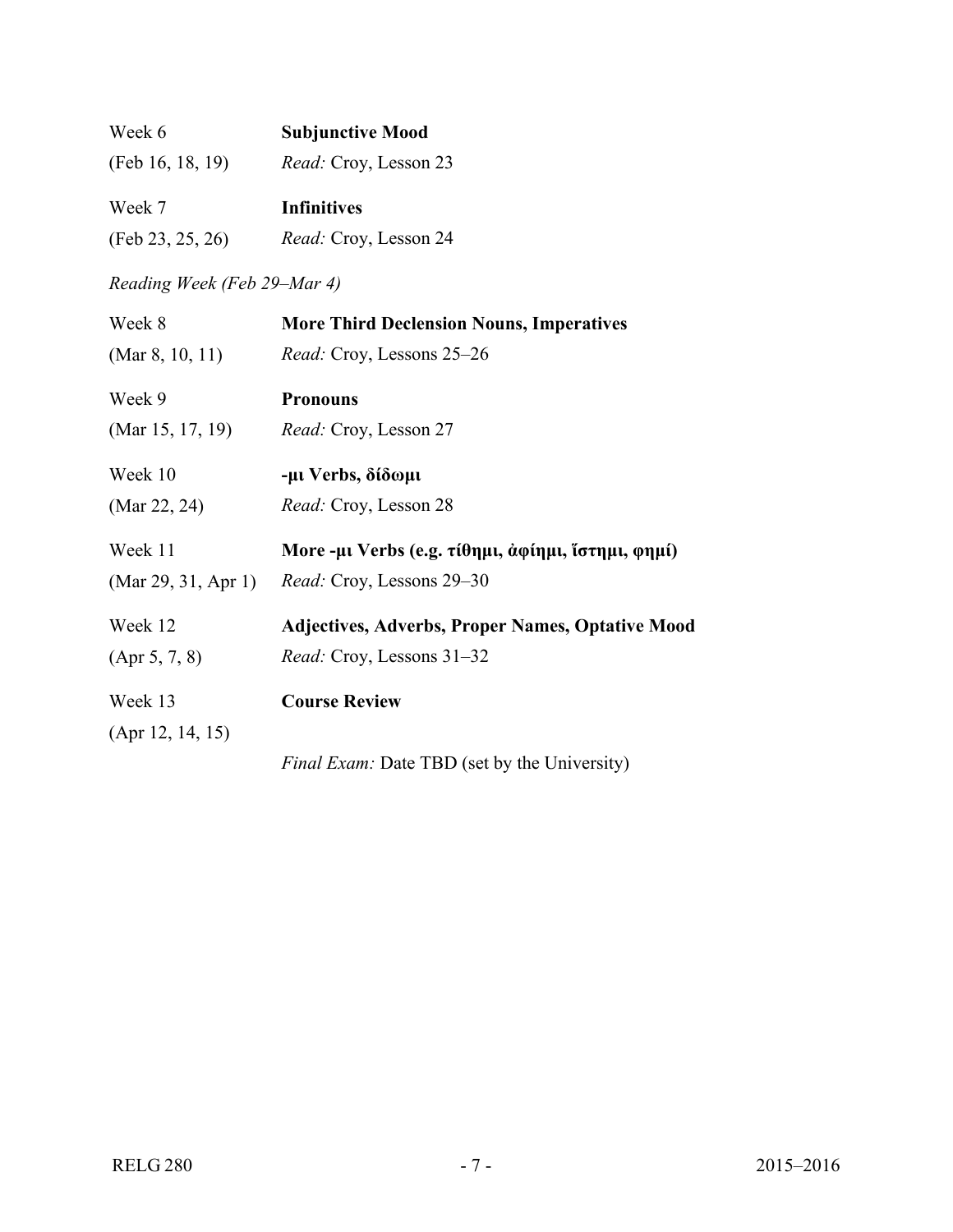| | |
|---|---|
| Week 6 | **Subjunctive Mood** |
| (Feb 16, 18, 19) | *Read:* Croy, Lesson 23 |
| Week 7 | **Infinitives** |
| (Feb 23, 25, 26) | *Read:* Croy, Lesson 24 |

*Reading Week (Feb 29–Mar 4)*

| | |
|---|---|
| Week 8 | **More Third Declension Nouns, Imperatives** |
| (Mar 8, 10, 11) | *Read:* Croy, Lessons 25–26 |
| Week 9 | **Pronouns** |
| (Mar 15, 17, 19) | *Read:* Croy, Lesson 27 |
| Week 10 | **-μι Verbs, δίδωμι** |
| (Mar 22, 24) | *Read:* Croy, Lesson 28 |
| Week 11 | **More -μι Verbs (e.g. τίθημι, ἀφίημι, ἵστημι, φημί)** |
| (Mar 29, 31, Apr 1) | *Read:* Croy, Lessons 29–30 |
| Week 12 | **Adjectives, Adverbs, Proper Names, Optative Mood** |
| (Apr 5, 7, 8) | *Read:* Croy, Lessons 31–32 |
| Week 13 | **Course Review** |
| (Apr 12, 14, 15) | |
| | *Final Exam:* Date TBD (set by the University) |